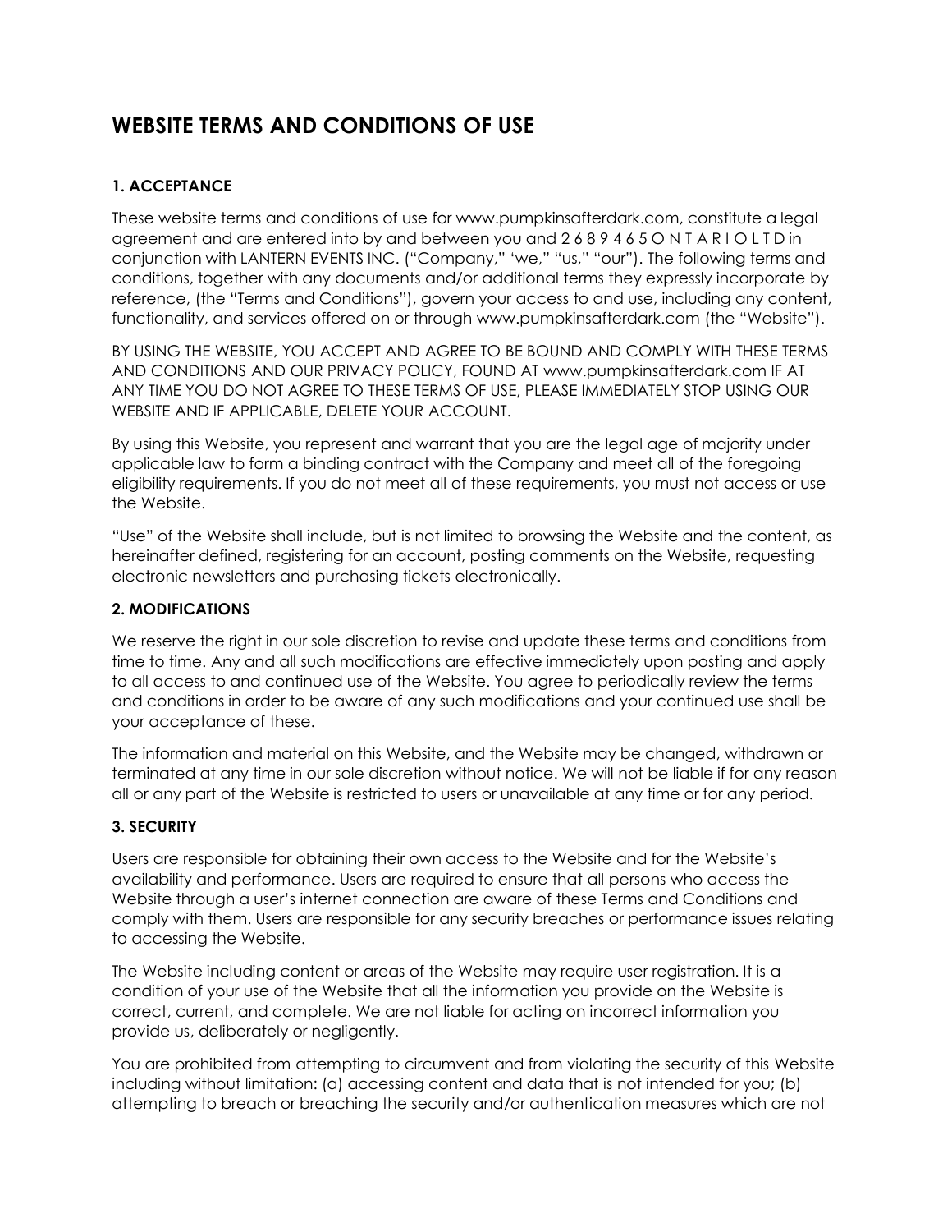# WEBSITE TERMS AND CONDITIONS OF USE

### 1. ACCEPTANCE

These website terms and conditions of use for www.pumpkinsafterdark.com, constitute a legal agreement and are entered into by and between you and 2 6 8 9 4 6 5 O N T A R I O L T D in conjunction with LANTERN EVENTS INC. ("Company," 'we," "us," "our"). The following terms and conditions, together with any documents and/or additional terms they expressly incorporate by reference, (the "Terms and Conditions"), govern your access to and use, including any content, functionality, and services offered on or through www.pumpkinsafterdark.com (the "Website").

BY USING THE WEBSITE, YOU ACCEPT AND AGREE TO BE BOUND AND COMPLY WITH THESE TERMS AND CONDITIONS AND OUR PRIVACY POLICY, FOUND AT www.pumpkinsafterdark.com IF AT ANY TIME YOU DO NOT AGREE TO THESE TERMS OF USE, PLEASE IMMEDIATELY STOP USING OUR WEBSITE AND IF APPLICABLE, DELETE YOUR ACCOUNT.

By using this Website, you represent and warrant that you are the legal age of majority under applicable law to form a binding contract with the Company and meet all of the foregoing eligibility requirements. If you do not meet all of these requirements, you must not access or use the Website.

"Use" of the Website shall include, but is not limited to browsing the Website and the content, as hereinafter defined, registering for an account, posting comments on the Website, requesting electronic newsletters and purchasing tickets electronically.

### 2. MODIFICATIONS

We reserve the right in our sole discretion to revise and update these terms and conditions from time to time. Any and all such modifications are effective immediately upon posting and apply to all access to and continued use of the Website. You agree to periodically review the terms and conditions in order to be aware of any such modifications and your continued use shall be your acceptance of these.

The information and material on this Website, and the Website may be changed, withdrawn or terminated at any time in our sole discretion without notice. We will not be liable if for any reason all or any part of the Website is restricted to users or unavailable at any time or for any period.

### 3. SECURITY

Users are responsible for obtaining their own access to the Website and for the Website's availability and performance. Users are required to ensure that all persons who access the Website through a user's internet connection are aware of these Terms and Conditions and comply with them. Users are responsible for any security breaches or performance issues relating to accessing the Website.

The Website including content or areas of the Website may require user registration. It is a condition of your use of the Website that all the information you provide on the Website is correct, current, and complete. We are not liable for acting on incorrect information you provide us, deliberately or negligently.

You are prohibited from attempting to circumvent and from violating the security of this Website including without limitation: (a) accessing content and data that is not intended for you; (b) attempting to breach or breaching the security and/or authentication measures which are not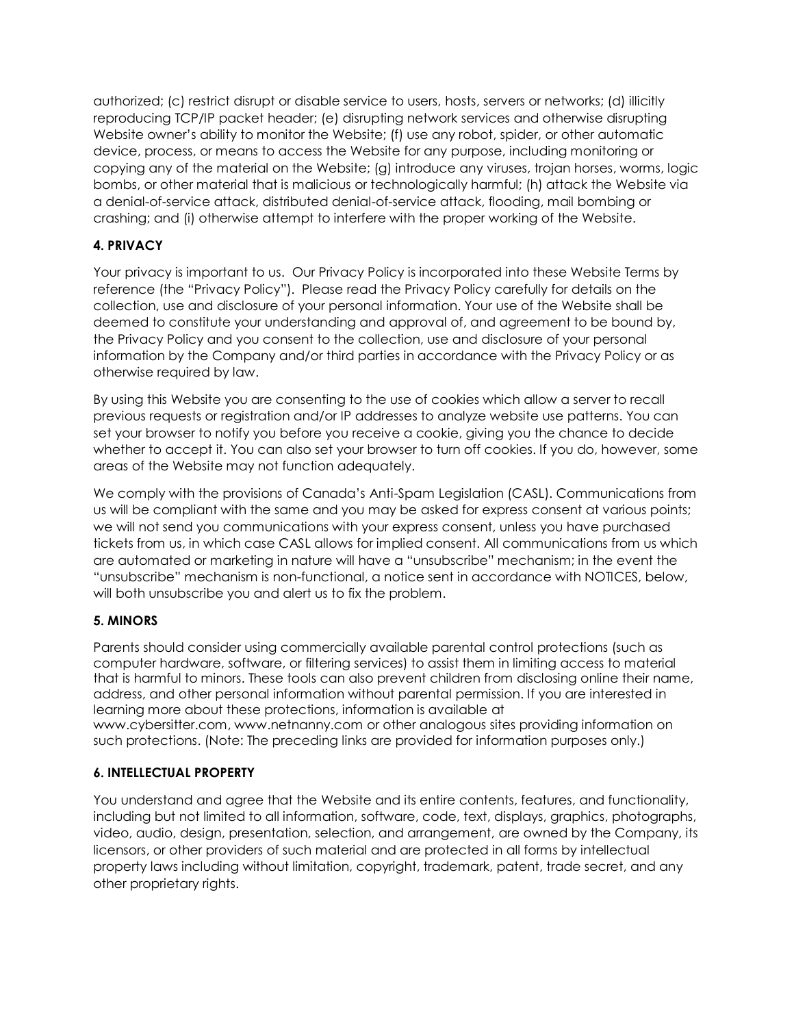authorized; (c) restrict disrupt or disable service to users, hosts, servers or networks; (d) illicitly reproducing TCP/IP packet header; (e) disrupting network services and otherwise disrupting Website owner's ability to monitor the Website; (f) use any robot, spider, or other automatic device, process, or means to access the Website for any purpose, including monitoring or copying any of the material on the Website; (g) introduce any viruses, trojan horses, worms, logic bombs, or other material that is malicious or technologically harmful; (h) attack the Website via a denial-of-service attack, distributed denial-of-service attack, flooding, mail bombing or crashing; and (i) otherwise attempt to interfere with the proper working of the Website.

**4. PRIVACY**

Your privacy is important to us. Our Privacy Policy is incorporated into these Website Terms by reference (the "Privacy Policy"). Please read the Privacy Policy carefully for details on the collection, use and disclosure of your personal information. Your use of the Website shall be deemed to constitute your understanding and approval of, and agreement to be bound by, the Privacy Policy and you consent to the collection, use and disclosure of your personal information by the Company and/or third parties in accordance with the Privacy Policy or as otherwise required by law.

By using this Website you are consenting to the use of cookies which allow a server to recall previous requests or registration and/or IP addresses to analyze website use patterns. You can set your browser to notify you before you receive a cookie, giving you the chance to decide whether to accept it. You can also set your browser to turn off cookies. If you do, however, some areas of the Website may not function adequately.

We comply with the provisions of Canada's Anti-Spam Legislation (CASL). Communications from us will be compliant with the same and you may be asked for express consent at various points; we will not send you communications with your express consent, unless you have purchased tickets from us, in which case CASL allows for implied consent. All communications from us which are automated or marketing in nature will have a "unsubscribe" mechanism; in the event the "unsubscribe" mechanism is non-functional, a notice sent in accordance with NOTICES, below, will both unsubscribe you and alert us to fix the problem.

**5. MINORS**

Parents should consider using commercially available parental control protections (such as computer hardware, software, or filtering services) to assist them in limiting access to material that is harmful to minors. These tools can also prevent children from disclosing online their name, address, and other personal information without parental permission. If you are interested in learning more about these protections, information is available at www.cybersitter.com, www.netnanny.com or other analogous sites providing information on such protections. (Note: The preceding links are provided for information purposes only.)

**6. INTELLECTUAL PROPERTY**

You understand and agree that the Website and its entire contents, features, and functionality, including but not limited to all information, software, code, text, displays, graphics, photographs, video, audio, design, presentation, selection, and arrangement, are owned by the Company, its licensors, or other providers of such material and are protected in all forms by intellectual property laws including without limitation, copyright, trademark, patent, trade secret, and any other proprietary rights.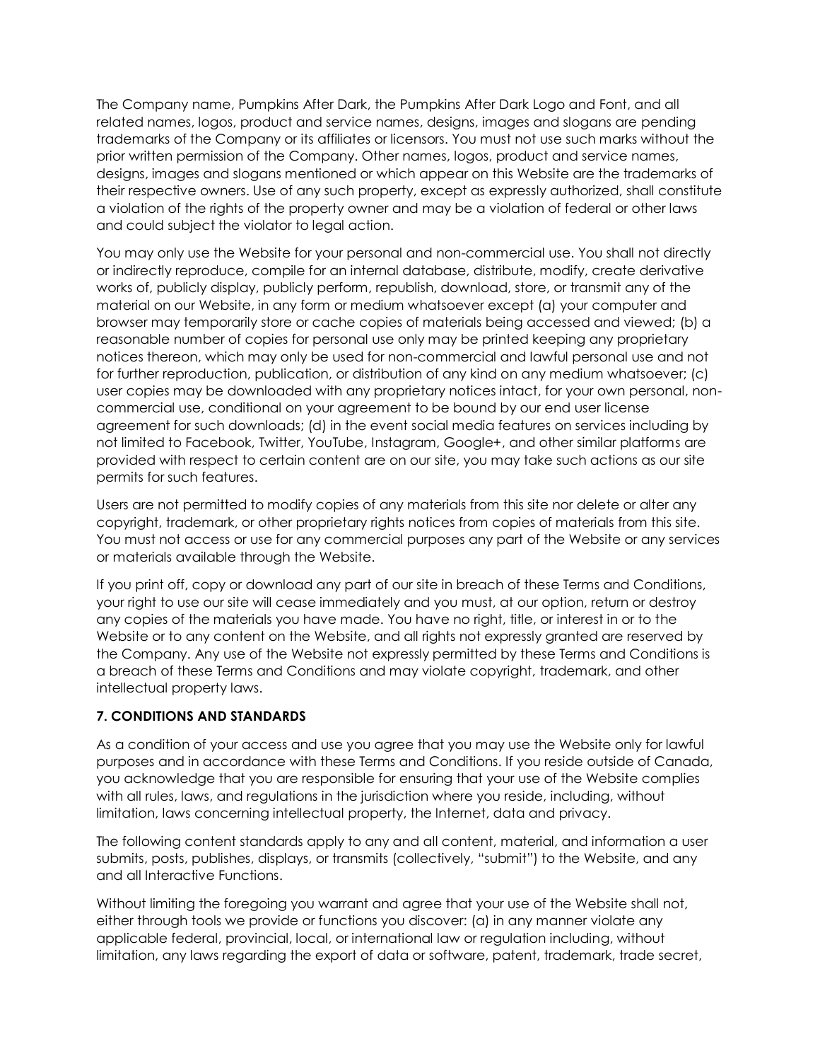The Company name, Pumpkins After Dark, the Pumpkins After Dark Logo and Font, and all related names, logos, product and service names, designs, images and slogans are pending trademarks of the Company or its affiliates or licensors. You must not use such marks without the prior written permission of the Company. Other names, logos, product and service names, designs, images and slogans mentioned or which appear on this Website are the trademarks of their respective owners. Use of any such property, except as expressly authorized, shall constitute a violation of the rights of the property owner and may be a violation of federal or other laws and could subject the violator to legal action.

You may only use the Website for your personal and non-commercial use. You shall not directly or indirectly reproduce, compile for an internal database, distribute, modify, create derivative works of, publicly display, publicly perform, republish, download, store, or transmit any of the material on our Website, in any form or medium whatsoever except (a) your computer and browser may temporarily store or cache copies of materials being accessed and viewed; (b) a reasonable number of copies for personal use only may be printed keeping any proprietary notices thereon, which may only be used for non-commercial and lawful personal use and not for further reproduction, publication, or distribution of any kind on any medium whatsoever; (c) user copies may be downloaded with any proprietary notices intact, for your own personal, non-commercial use, conditional on your agreement to be bound by our end user license agreement for such downloads; (d) in the event social media features on services including by not limited to Facebook, Twitter, YouTube, Instagram, Google+, and other similar platforms are provided with respect to certain content are on our site, you may take such actions as our site permits for such features.

Users are not permitted to modify copies of any materials from this site nor delete or alter any copyright, trademark, or other proprietary rights notices from copies of materials from this site. You must not access or use for any commercial purposes any part of the Website or any services or materials available through the Website.

If you print off, copy or download any part of our site in breach of these Terms and Conditions, your right to use our site will cease immediately and you must, at our option, return or destroy any copies of the materials you have made. You have no right, title, or interest in or to the Website or to any content on the Website, and all rights not expressly granted are reserved by the Company. Any use of the Website not expressly permitted by these Terms and Conditions is a breach of these Terms and Conditions and may violate copyright, trademark, and other intellectual property laws.

**7. CONDITIONS AND STANDARDS**

As a condition of your access and use you agree that you may use the Website only for lawful purposes and in accordance with these Terms and Conditions. If you reside outside of Canada, you acknowledge that you are responsible for ensuring that your use of the Website complies with all rules, laws, and regulations in the jurisdiction where you reside, including, without limitation, laws concerning intellectual property, the Internet, data and privacy.

The following content standards apply to any and all content, material, and information a user submits, posts, publishes, displays, or transmits (collectively, "submit") to the Website, and any and all Interactive Functions.

Without limiting the foregoing you warrant and agree that your use of the Website shall not, either through tools we provide or functions you discover: (a) in any manner violate any applicable federal, provincial, local, or international law or regulation including, without limitation, any laws regarding the export of data or software, patent, trademark, trade secret,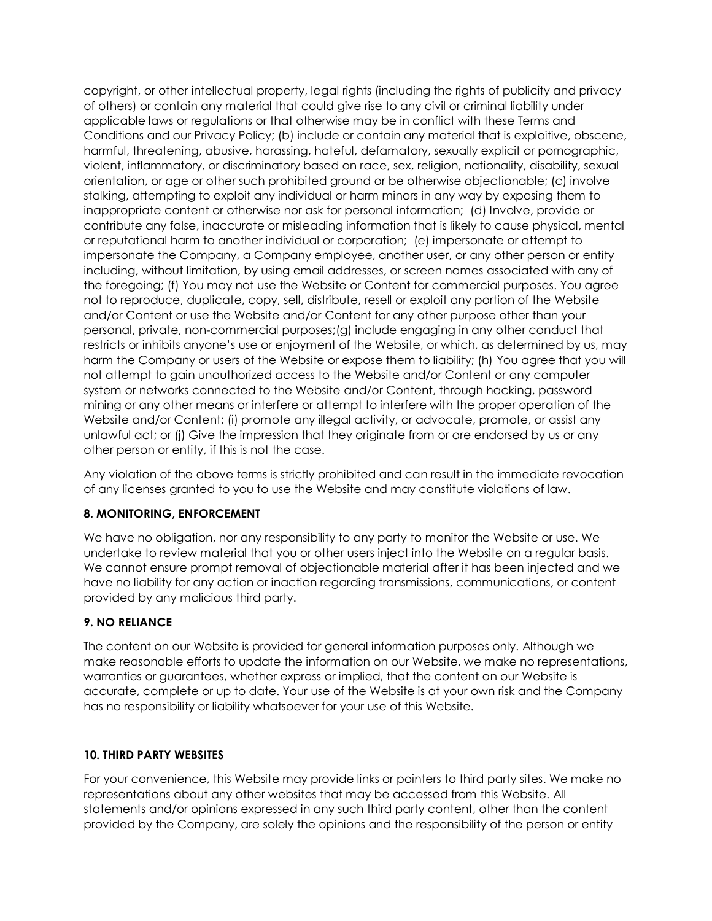copyright, or other intellectual property, legal rights (including the rights of publicity and privacy of others) or contain any material that could give rise to any civil or criminal liability under applicable laws or regulations or that otherwise may be in conflict with these Terms and Conditions and our Privacy Policy; (b) include or contain any material that is exploitive, obscene, harmful, threatening, abusive, harassing, hateful, defamatory, sexually explicit or pornographic, violent, inflammatory, or discriminatory based on race, sex, religion, nationality, disability, sexual orientation, or age or other such prohibited ground or be otherwise objectionable; (c) involve stalking, attempting to exploit any individual or harm minors in any way by exposing them to inappropriate content or otherwise nor ask for personal information; (d) Involve, provide or contribute any false, inaccurate or misleading information that is likely to cause physical, mental or reputational harm to another individual or corporation; (e) impersonate or attempt to impersonate the Company, a Company employee, another user, or any other person or entity including, without limitation, by using email addresses, or screen names associated with any of the foregoing; (f) You may not use the Website or Content for commercial purposes. You agree not to reproduce, duplicate, copy, sell, distribute, resell or exploit any portion of the Website and/or Content or use the Website and/or Content for any other purpose other than your personal, private, non-commercial purposes;(g) include engaging in any other conduct that restricts or inhibits anyone's use or enjoyment of the Website, or which, as determined by us, may harm the Company or users of the Website or expose them to liability; (h) You agree that you will not attempt to gain unauthorized access to the Website and/or Content or any computer system or networks connected to the Website and/or Content, through hacking, password mining or any other means or interfere or attempt to interfere with the proper operation of the Website and/or Content; (i) promote any illegal activity, or advocate, promote, or assist any unlawful act; or (j) Give the impression that they originate from or are endorsed by us or any other person or entity, if this is not the case.

Any violation of the above terms is strictly prohibited and can result in the immediate revocation of any licenses granted to you to use the Website and may constitute violations of law.

**8. MONITORING, ENFORCEMENT**

We have no obligation, nor any responsibility to any party to monitor the Website or use. We undertake to review material that you or other users inject into the Website on a regular basis. We cannot ensure prompt removal of objectionable material after it has been injected and we have no liability for any action or inaction regarding transmissions, communications, or content provided by any malicious third party.

**9. NO RELIANCE**

The content on our Website is provided for general information purposes only. Although we make reasonable efforts to update the information on our Website, we make no representations, warranties or guarantees, whether express or implied, that the content on our Website is accurate, complete or up to date. Your use of the Website is at your own risk and the Company has no responsibility or liability whatsoever for your use of this Website.

**10. THIRD PARTY WEBSITES**

For your convenience, this Website may provide links or pointers to third party sites. We make no representations about any other websites that may be accessed from this Website. All statements and/or opinions expressed in any such third party content, other than the content provided by the Company, are solely the opinions and the responsibility of the person or entity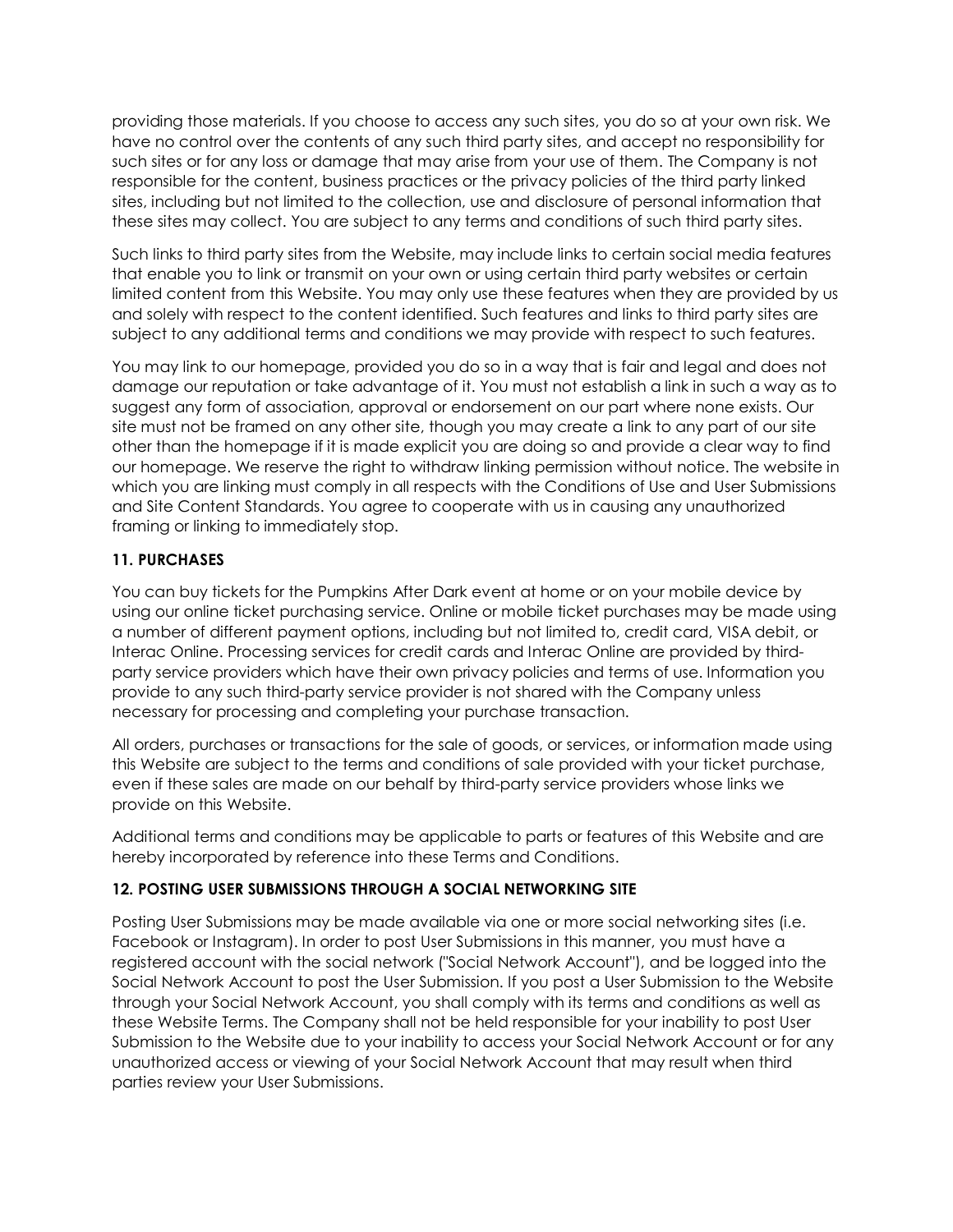providing those materials. If you choose to access any such sites, you do so at your own risk. We have no control over the contents of any such third party sites, and accept no responsibility for such sites or for any loss or damage that may arise from your use of them. The Company is not responsible for the content, business practices or the privacy policies of the third party linked sites, including but not limited to the collection, use and disclosure of personal information that these sites may collect. You are subject to any terms and conditions of such third party sites.

Such links to third party sites from the Website, may include links to certain social media features that enable you to link or transmit on your own or using certain third party websites or certain limited content from this Website. You may only use these features when they are provided by us and solely with respect to the content identified. Such features and links to third party sites are subject to any additional terms and conditions we may provide with respect to such features.

You may link to our homepage, provided you do so in a way that is fair and legal and does not damage our reputation or take advantage of it. You must not establish a link in such a way as to suggest any form of association, approval or endorsement on our part where none exists. Our site must not be framed on any other site, though you may create a link to any part of our site other than the homepage if it is made explicit you are doing so and provide a clear way to find our homepage. We reserve the right to withdraw linking permission without notice. The website in which you are linking must comply in all respects with the Conditions of Use and User Submissions and Site Content Standards. You agree to cooperate with us in causing any unauthorized framing or linking to immediately stop.

**11. PURCHASES**

You can buy tickets for the Pumpkins After Dark event at home or on your mobile device by using our online ticket purchasing service. Online or mobile ticket purchases may be made using a number of different payment options, including but not limited to, credit card, VISA debit, or Interac Online. Processing services for credit cards and Interac Online are provided by third-party service providers which have their own privacy policies and terms of use. Information you provide to any such third-party service provider is not shared with the Company unless necessary for processing and completing your purchase transaction.

All orders, purchases or transactions for the sale of goods, or services, or information made using this Website are subject to the terms and conditions of sale provided with your ticket purchase, even if these sales are made on our behalf by third-party service providers whose links we provide on this Website.

Additional terms and conditions may be applicable to parts or features of this Website and are hereby incorporated by reference into these Terms and Conditions.

**12. POSTING USER SUBMISSIONS THROUGH A SOCIAL NETWORKING SITE**

Posting User Submissions may be made available via one or more social networking sites (i.e. Facebook or Instagram). In order to post User Submissions in this manner, you must have a registered account with the social network ("Social Network Account"), and be logged into the Social Network Account to post the User Submission. If you post a User Submission to the Website through your Social Network Account, you shall comply with its terms and conditions as well as these Website Terms. The Company shall not be held responsible for your inability to post User Submission to the Website due to your inability to access your Social Network Account or for any unauthorized access or viewing of your Social Network Account that may result when third parties review your User Submissions.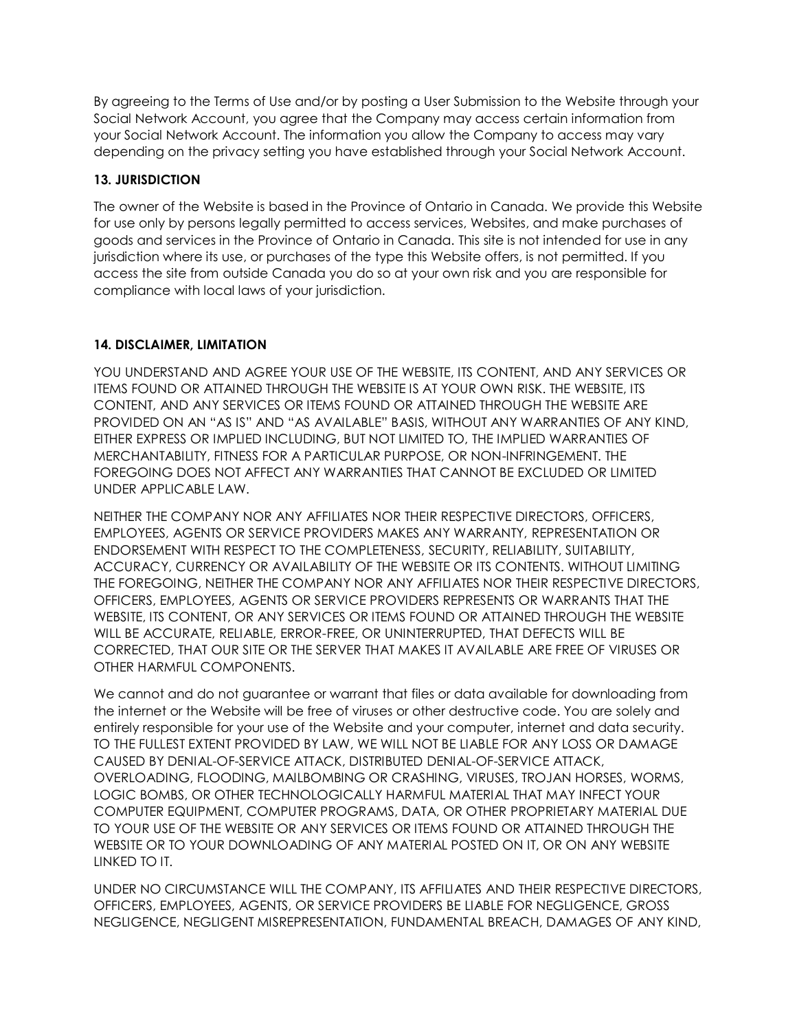By agreeing to the Terms of Use and/or by posting a User Submission to the Website through your Social Network Account, you agree that the Company may access certain information from your Social Network Account. The information you allow the Company to access may vary depending on the privacy setting you have established through your Social Network Account.

### 13. JURISDICTION

The owner of the Website is based in the Province of Ontario in Canada. We provide this Website for use only by persons legally permitted to access services, Websites, and make purchases of goods and services in the Province of Ontario in Canada. This site is not intended for use in any jurisdiction where its use, or purchases of the type this Website offers, is not permitted. If you access the site from outside Canada you do so at your own risk and you are responsible for compliance with local laws of your jurisdiction.

### 14. DISCLAIMER, LIMITATION

YOU UNDERSTAND AND AGREE YOUR USE OF THE WEBSITE, ITS CONTENT, AND ANY SERVICES OR ITEMS FOUND OR ATTAINED THROUGH THE WEBSITE IS AT YOUR OWN RISK. THE WEBSITE, ITS CONTENT, AND ANY SERVICES OR ITEMS FOUND OR ATTAINED THROUGH THE WEBSITE ARE PROVIDED ON AN "AS IS" AND "AS AVAILABLE" BASIS, WITHOUT ANY WARRANTIES OF ANY KIND, EITHER EXPRESS OR IMPLIED INCLUDING, BUT NOT LIMITED TO, THE IMPLIED WARRANTIES OF MERCHANTABILITY, FITNESS FOR A PARTICULAR PURPOSE, OR NON-INFRINGEMENT. THE FOREGOING DOES NOT AFFECT ANY WARRANTIES THAT CANNOT BE EXCLUDED OR LIMITED UNDER APPLICABLE LAW.

NEITHER THE COMPANY NOR ANY AFFILIATES NOR THEIR RESPECTIVE DIRECTORS, OFFICERS, EMPLOYEES, AGENTS OR SERVICE PROVIDERS MAKES ANY WARRANTY, REPRESENTATION OR ENDORSEMENT WITH RESPECT TO THE COMPLETENESS, SECURITY, RELIABILITY, SUITABILITY, ACCURACY, CURRENCY OR AVAILABILITY OF THE WEBSITE OR ITS CONTENTS. WITHOUT LIMITING THE FOREGOING, NEITHER THE COMPANY NOR ANY AFFILIATES NOR THEIR RESPECTIVE DIRECTORS, OFFICERS, EMPLOYEES, AGENTS OR SERVICE PROVIDERS REPRESENTS OR WARRANTS THAT THE WEBSITE, ITS CONTENT, OR ANY SERVICES OR ITEMS FOUND OR ATTAINED THROUGH THE WEBSITE WILL BE ACCURATE, RELIABLE, ERROR-FREE, OR UNINTERRUPTED, THAT DEFECTS WILL BE CORRECTED, THAT OUR SITE OR THE SERVER THAT MAKES IT AVAILABLE ARE FREE OF VIRUSES OR OTHER HARMFUL COMPONENTS.

We cannot and do not guarantee or warrant that files or data available for downloading from the internet or the Website will be free of viruses or other destructive code. You are solely and entirely responsible for your use of the Website and your computer, internet and data security. TO THE FULLEST EXTENT PROVIDED BY LAW, WE WILL NOT BE LIABLE FOR ANY LOSS OR DAMAGE CAUSED BY DENIAL-OF-SERVICE ATTACK, DISTRIBUTED DENIAL-OF-SERVICE ATTACK, OVERLOADING, FLOODING, MAILBOMBING OR CRASHING, VIRUSES, TROJAN HORSES, WORMS, LOGIC BOMBS, OR OTHER TECHNOLOGICALLY HARMFUL MATERIAL THAT MAY INFECT YOUR COMPUTER EQUIPMENT, COMPUTER PROGRAMS, DATA, OR OTHER PROPRIETARY MATERIAL DUE TO YOUR USE OF THE WEBSITE OR ANY SERVICES OR ITEMS FOUND OR ATTAINED THROUGH THE WEBSITE OR TO YOUR DOWNLOADING OF ANY MATERIAL POSTED ON IT, OR ON ANY WEBSITE LINKED TO IT.

UNDER NO CIRCUMSTANCE WILL THE COMPANY, ITS AFFILIATES AND THEIR RESPECTIVE DIRECTORS, OFFICERS, EMPLOYEES, AGENTS, OR SERVICE PROVIDERS BE LIABLE FOR NEGLIGENCE, GROSS NEGLIGENCE, NEGLIGENT MISREPRESENTATION, FUNDAMENTAL BREACH, DAMAGES OF ANY KIND,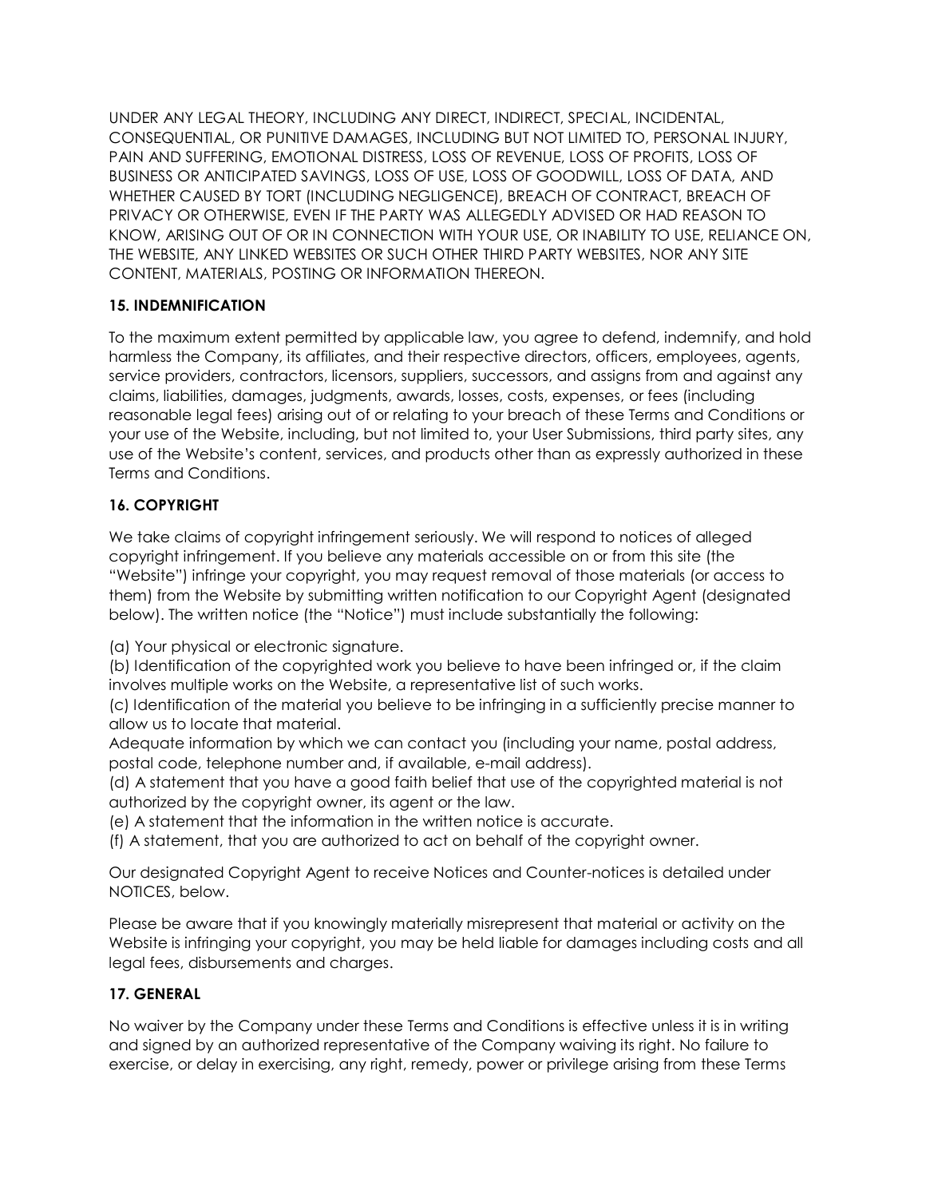UNDER ANY LEGAL THEORY, INCLUDING ANY DIRECT, INDIRECT, SPECIAL, INCIDENTAL, CONSEQUENTIAL, OR PUNITIVE DAMAGES, INCLUDING BUT NOT LIMITED TO, PERSONAL INJURY, PAIN AND SUFFERING, EMOTIONAL DISTRESS, LOSS OF REVENUE, LOSS OF PROFITS, LOSS OF BUSINESS OR ANTICIPATED SAVINGS, LOSS OF USE, LOSS OF GOODWILL, LOSS OF DATA, AND WHETHER CAUSED BY TORT (INCLUDING NEGLIGENCE), BREACH OF CONTRACT, BREACH OF PRIVACY OR OTHERWISE, EVEN IF THE PARTY WAS ALLEGEDLY ADVISED OR HAD REASON TO KNOW, ARISING OUT OF OR IN CONNECTION WITH YOUR USE, OR INABILITY TO USE, RELIANCE ON, THE WEBSITE, ANY LINKED WEBSITES OR SUCH OTHER THIRD PARTY WEBSITES, NOR ANY SITE CONTENT, MATERIALS, POSTING OR INFORMATION THEREON.

**15. INDEMNIFICATION**

To the maximum extent permitted by applicable law, you agree to defend, indemnify, and hold harmless the Company, its affiliates, and their respective directors, officers, employees, agents, service providers, contractors, licensors, suppliers, successors, and assigns from and against any claims, liabilities, damages, judgments, awards, losses, costs, expenses, or fees (including reasonable legal fees) arising out of or relating to your breach of these Terms and Conditions or your use of the Website, including, but not limited to, your User Submissions, third party sites, any use of the Website's content, services, and products other than as expressly authorized in these Terms and Conditions.

**16. COPYRIGHT**

We take claims of copyright infringement seriously. We will respond to notices of alleged copyright infringement. If you believe any materials accessible on or from this site (the "Website") infringe your copyright, you may request removal of those materials (or access to them) from the Website by submitting written notification to our Copyright Agent (designated below). The written notice (the "Notice") must include substantially the following:

(a) Your physical or electronic signature.
(b) Identification of the copyrighted work you believe to have been infringed or, if the claim involves multiple works on the Website, a representative list of such works.
(c) Identification of the material you believe to be infringing in a sufficiently precise manner to allow us to locate that material.
Adequate information by which we can contact you (including your name, postal address, postal code, telephone number and, if available, e-mail address).
(d) A statement that you have a good faith belief that use of the copyrighted material is not authorized by the copyright owner, its agent or the law.
(e) A statement that the information in the written notice is accurate.
(f) A statement, that you are authorized to act on behalf of the copyright owner.

Our designated Copyright Agent to receive Notices and Counter-notices is detailed under NOTICES, below.

Please be aware that if you knowingly materially misrepresent that material or activity on the Website is infringing your copyright, you may be held liable for damages including costs and all legal fees, disbursements and charges.

**17. GENERAL**

No waiver by the Company under these Terms and Conditions is effective unless it is in writing and signed by an authorized representative of the Company waiving its right. No failure to exercise, or delay in exercising, any right, remedy, power or privilege arising from these Terms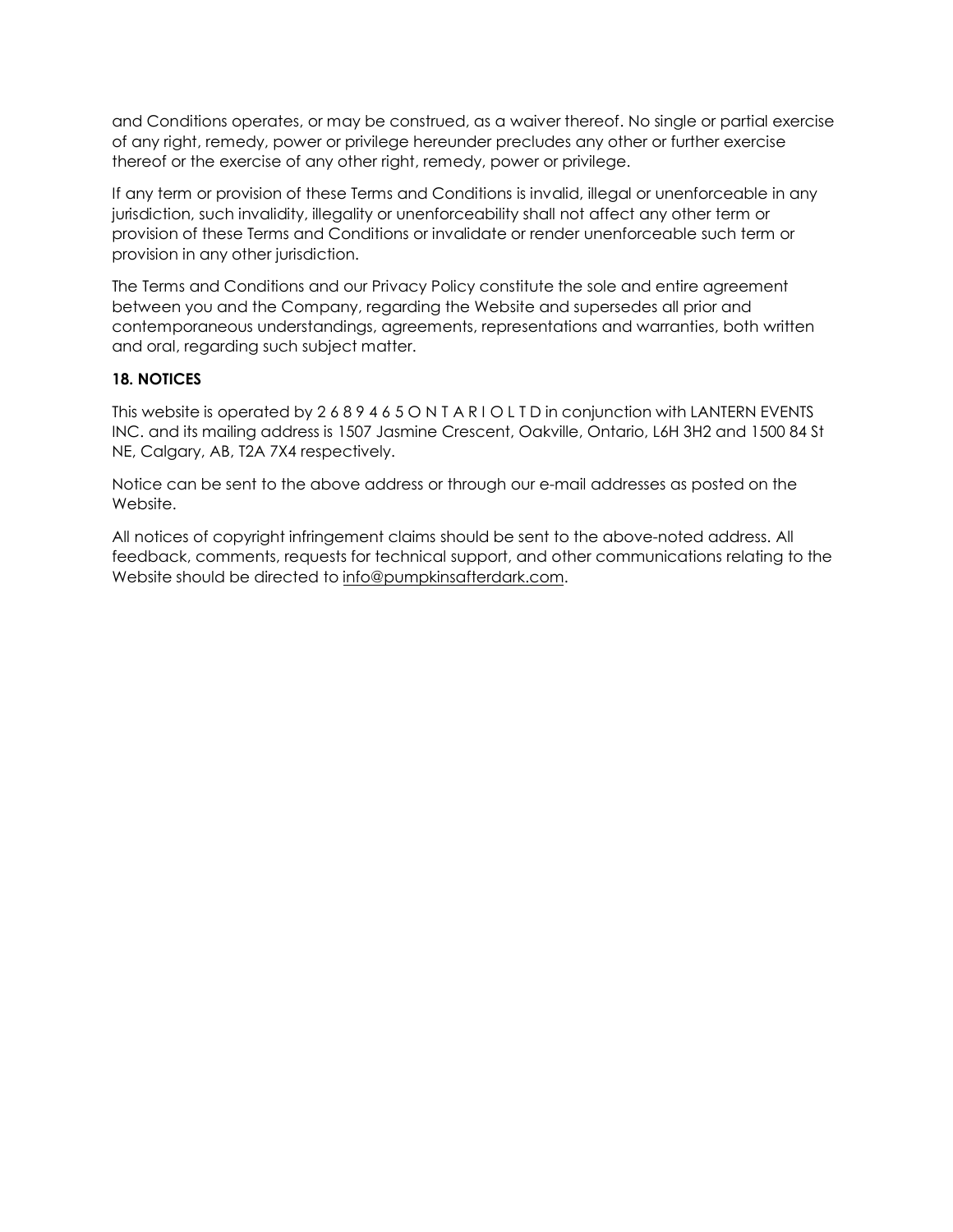and Conditions operates, or may be construed, as a waiver thereof. No single or partial exercise of any right, remedy, power or privilege hereunder precludes any other or further exercise thereof or the exercise of any other right, remedy, power or privilege.

If any term or provision of these Terms and Conditions is invalid, illegal or unenforceable in any jurisdiction, such invalidity, illegality or unenforceability shall not affect any other term or provision of these Terms and Conditions or invalidate or render unenforceable such term or provision in any other jurisdiction.

The Terms and Conditions and our Privacy Policy constitute the sole and entire agreement between you and the Company, regarding the Website and supersedes all prior and contemporaneous understandings, agreements, representations and warranties, both written and oral, regarding such subject matter.

**18. NOTICES**

This website is operated by 2 6 8 9 4 6 5 O N T A R I O L T D in conjunction with LANTERN EVENTS INC. and its mailing address is 1507 Jasmine Crescent, Oakville, Ontario, L6H 3H2 and 1500 84 St NE, Calgary, AB, T2A 7X4 respectively.

Notice can be sent to the above address or through our e-mail addresses as posted on the Website.

All notices of copyright infringement claims should be sent to the above-noted address. All feedback, comments, requests for technical support, and other communications relating to the Website should be directed to info@pumpkinsafterdark.com.